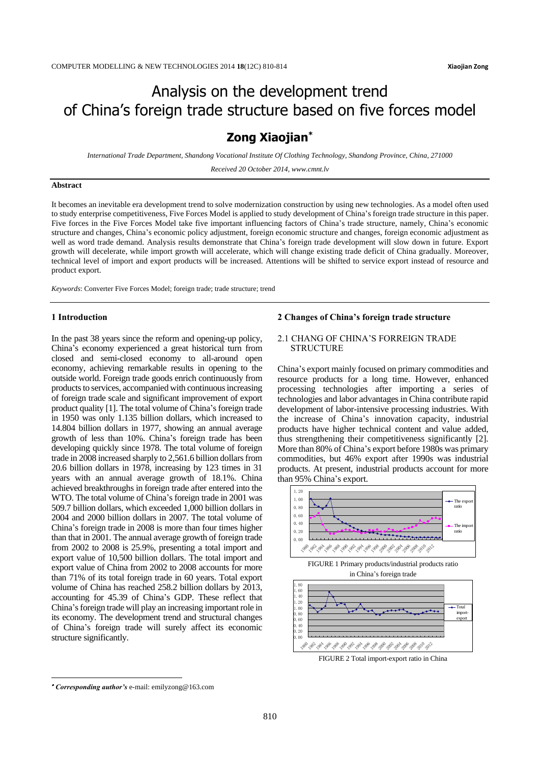# Analysis on the development trend of China's foreign trade structure based on five forces model

## Zong Xiaojian*

*International Trade Department, Shandong Vocational Institute Of Clothing Technology, Shandong Province, China, 271000*

*Received 20 October 2014, www.cmnt.lv*

### Abstract

It becomes an inevitable era development trend to solve modernization construction by using new technologies. As a model often used to study enterprise competitiveness, Five Forces Model is applied to study development of China's foreign trade structure in this paper. Five forces in the Five Forces Model take five important influencing factors of China's trade structure, namely, China's economic structure and changes, China's economic policy adjustment, foreign economic structure and changes, foreign economic adjustment as well as word trade demand. Analysis results demonstrate that China's foreign trade development will slow down in future. Export growth will decelerate, while import growth will accelerate, which will change existing trade deficit of China gradually. Moreover, technical level of import and export products will be increased. Attentions will be shifted to service export instead of resource and product export.

*Keywords*: Converter Five Forces Model; foreign trade; trade structure; trend

## 1 Introduction

In the past 38 years since the reform and opening-up policy, China's economy experienced a great historical turn from closed and semi-closed economy to all-around open economy, achieving remarkable results in opening to the outside world. Foreign trade goods enrich continuously from products to services, accompanied with continuous increasing of foreign trade scale and significant improvement of export product quality [1]. The total volume of China's foreign trade in 1950 was only 1.135 billion dollars, which increased to 14.804 billion dollars in 1977, showing an annual average growth of less than 10%. China's foreign trade has been developing quickly since 1978. The total volume of foreign trade in 2008 increased sharply to 2,561.6 billion dollars from 20.6 billion dollars in 1978, increasing by 123 times in 31 years with an annual average growth of 18.1%. China achieved breakthroughs in foreign trade after entered into the WTO. The total volume of China's foreign trade in 2001 was 509.7 billion dollars, which exceeded 1,000 billion dollars in 2004 and 2000 billion dollars in 2007. The total volume of China's foreign trade in 2008 is more than four times higher than that in 2001. The annual average growth of foreign trade from 2002 to 2008 is 25.9%, presenting a total import and export value of 10,500 billion dollars. The total import and export value of China from 2002 to 2008 accounts for more than 71% of its total foreign trade in 60 years. Total export volume of China has reached 258.2 billion dollars by 2013, accounting for 45.39 of China's GDP. These reflect that China's foreign trade will play an increasing important role in its economy. The development trend and structural changes of China's foreign trade will surely affect its economic structure significantly.

## 2 Changes of China's foreign trade structure

### 2.1 CHANG OF CHINA'S FORREIGN TRADE STRUCTURE

China's export mainly focused on primary commodities and resource products for a long time. However, enhanced processing technologies after importing a series of technologies and labor advantages in China contribute rapid development of labor-intensive processing industries. With the increase of China's innovation capacity, industrial products have higher technical content and value added, thus strengthening their competitiveness significantly [2]. More than 80% of China's export before 1980s was primary commodities, but 46% export after 1990s was industrial products. At present, industrial products account for more than 95% China's export.

FIGURE 1 Primary products/industrial products ratio in China's foreign trade

FIGURE 2 Total import-export ratio in China

* *Corresponding author's* e-mail: emilyzong@163.com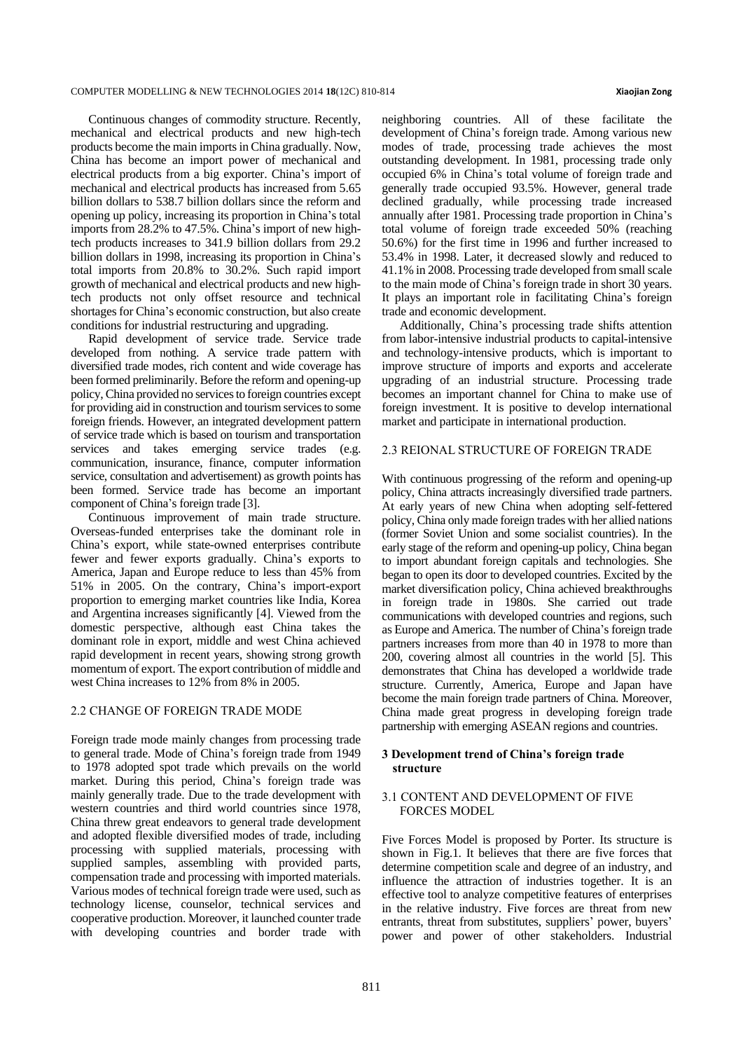Continuous changes of commodity structure. Recently, mechanical and electrical products and new high-tech products become the main imports in China gradually. Now, China has become an import power of mechanical and electrical products from a big exporter. China's import of mechanical and electrical products has increased from 5.65 billion dollars to 538.7 billion dollars since the reform and opening up policy, increasing its proportion in China's total imports from 28.2% to 47.5%. China's import of new high-tech products increases to 341.9 billion dollars from 29.2 billion dollars in 1998, increasing its proportion in China's total imports from 20.8% to 30.2%. Such rapid import growth of mechanical and electrical products and new high-tech products not only offset resource and technical shortages for China's economic construction, but also create conditions for industrial restructuring and upgrading.

Rapid development of service trade. Service trade developed from nothing. A service trade pattern with diversified trade modes, rich content and wide coverage has been formed preliminarily. Before the reform and opening-up policy, China provided no services to foreign countries except for providing aid in construction and tourism services to some foreign friends. However, an integrated development pattern of service trade which is based on tourism and transportation services and takes emerging service trades (e.g. communication, insurance, finance, computer information service, consultation and advertisement) as growth points has been formed. Service trade has become an important component of China's foreign trade [3].

Continuous improvement of main trade structure. Overseas-funded enterprises take the dominant role in China's export, while state-owned enterprises contribute fewer and fewer exports gradually. China's exports to America, Japan and Europe reduce to less than 45% from 51% in 2005. On the contrary, China's import-export proportion to emerging market countries like India, Korea and Argentina increases significantly [4]. Viewed from the domestic perspective, although east China takes the dominant role in export, middle and west China achieved rapid development in recent years, showing strong growth momentum of export. The export contribution of middle and west China increases to 12% from 8% in 2005.

### 2.2 CHANGE OF FOREIGN TRADE MODE

Foreign trade mode mainly changes from processing trade to general trade. Mode of China's foreign trade from 1949 to 1978 adopted spot trade which prevails on the world market. During this period, China's foreign trade was mainly generally trade. Due to the trade development with western countries and third world countries since 1978, China threw great endeavors to general trade development and adopted flexible diversified modes of trade, including processing with supplied materials, processing with supplied samples, assembling with provided parts, compensation trade and processing with imported materials. Various modes of technical foreign trade were used, such as technology license, counselor, technical services and cooperative production. Moreover, it launched counter trade with developing countries and border trade with neighboring countries. All of these facilitate the development of China's foreign trade. Among various new modes of trade, processing trade achieves the most outstanding development. In 1981, processing trade only occupied 6% in China's total volume of foreign trade and generally trade occupied 93.5%. However, general trade declined gradually, while processing trade increased annually after 1981. Processing trade proportion in China's total volume of foreign trade exceeded 50% (reaching 50.6%) for the first time in 1996 and further increased to 53.4% in 1998. Later, it decreased slowly and reduced to 41.1% in 2008. Processing trade developed from small scale to the main mode of China's foreign trade in short 30 years. It plays an important role in facilitating China's foreign trade and economic development.

Additionally, China's processing trade shifts attention from labor-intensive industrial products to capital-intensive and technology-intensive products, which is important to improve structure of imports and exports and accelerate upgrading of an industrial structure. Processing trade becomes an important channel for China to make use of foreign investment. It is positive to develop international market and participate in international production.

### 2.3 REIONAL STRUCTURE OF FOREIGN TRADE

With continuous progressing of the reform and opening-up policy, China attracts increasingly diversified trade partners. At early years of new China when adopting self-fettered policy, China only made foreign trades with her allied nations (former Soviet Union and some socialist countries). In the early stage of the reform and opening-up policy, China began to import abundant foreign capitals and technologies. She began to open its door to developed countries. Excited by the market diversification policy, China achieved breakthroughs in foreign trade in 1980s. She carried out trade communications with developed countries and regions, such as Europe and America. The number of China's foreign trade partners increases from more than 40 in 1978 to more than 200, covering almost all countries in the world [5]. This demonstrates that China has developed a worldwide trade structure. Currently, America, Europe and Japan have become the main foreign trade partners of China. Moreover, China made great progress in developing foreign trade partnership with emerging ASEAN regions and countries.

## 3 Development trend of China's foreign trade structure

### 3.1 CONTENT AND DEVELOPMENT OF FIVE FORCES MODEL

Five Forces Model is proposed by Porter. Its structure is shown in Fig.1. It believes that there are five forces that determine competition scale and degree of an industry, and influence the attraction of industries together. It is an effective tool to analyze competitive features of enterprises in the relative industry. Five forces are threat from new entrants, threat from substitutes, suppliers' power, buyers' power and power of other stakeholders. Industrial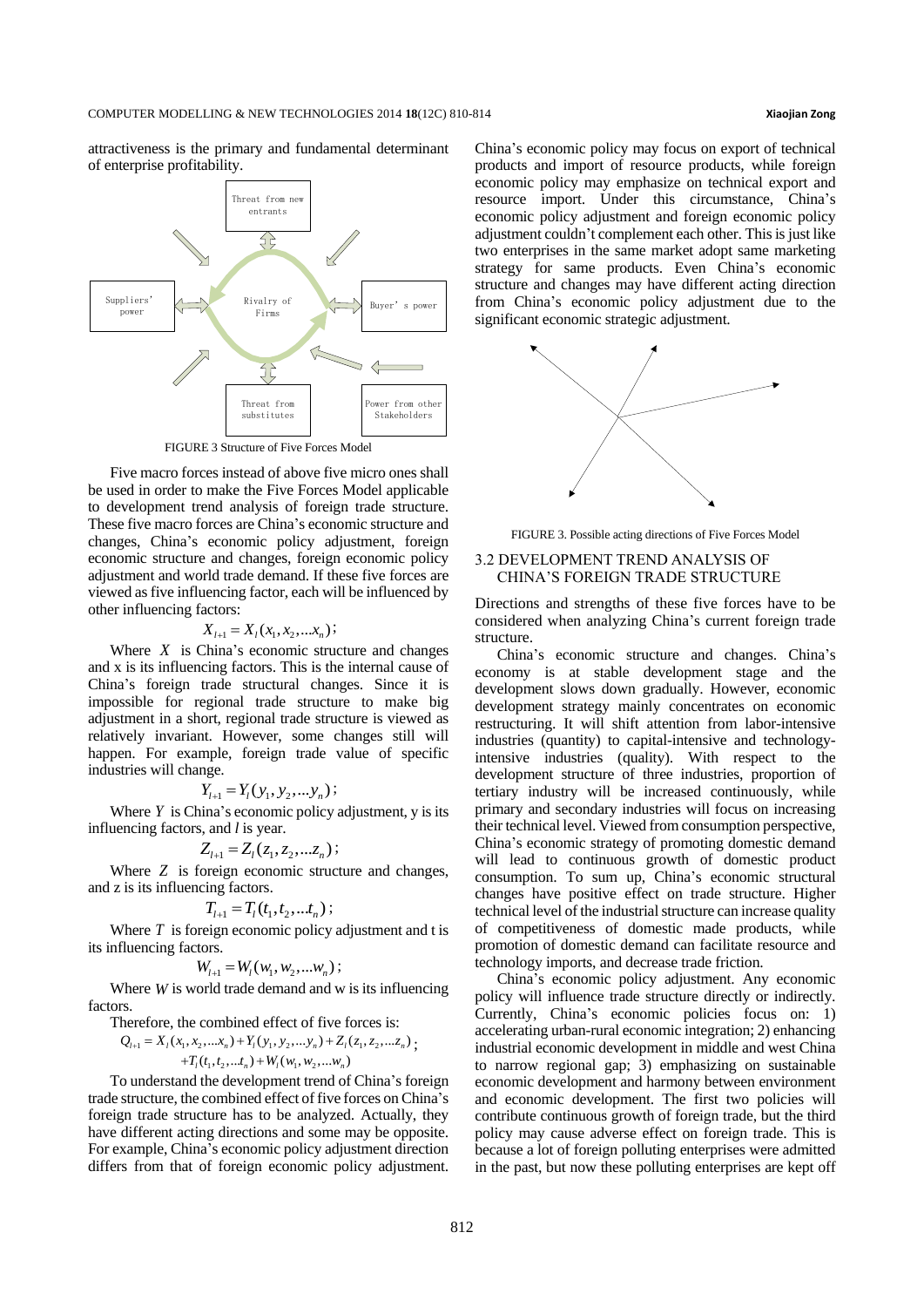attractiveness is the primary and fundamental determinant of enterprise profitability.

FIGURE 3 Structure of Five Forces Model

Five macro forces instead of above five micro ones shall be used in order to make the Five Forces Model applicable to development trend analysis of foreign trade structure. These five macro forces are China's economic structure and changes, China's economic policy adjustment, foreign economic structure and changes, foreign economic policy adjustment and world trade demand. If these five forces are viewed as five influencing factor, each will be influenced by other influencing factors:

$$X_{l+1} = X_l(x_1, x_2, ...x_n);$$

Where $X$ is China's economic structure and changes and x is its influencing factors. This is the internal cause of China's foreign trade structural changes. Since it is impossible for regional trade structure to make big adjustment in a short, regional trade structure is viewed as relatively invariant. However, some changes still will happen. For example, foreign trade value of specific industries will change.

$$Y_{l+1} = Y_l(y_1, y_2, ...y_n);$$

Where $Y$ is China's economic policy adjustment, y is its influencing factors, and $l$ is year.

$$Z_{l+1} = Z_l(z_1, z_2, ...z_n);$$

Where $Z$ is foreign economic structure and changes, and z is its influencing factors.

$$T_{l+1} = T_l(t_1, t_2, ...t_n);$$

Where $T$ is foreign economic policy adjustment and t is its influencing factors.

$$W_{l+1} = W_l(w_1, w_2, ...w_n);$$

Where $W$ is world trade demand and w is its influencing factors.

Therefore, the combined effect of five forces is:

$$Q_{l+1} = X_l(x_1, x_2, ...x_n) + Y_l(y_1, y_2, ...y_n) + Z_l(z_1, z_2, ...z_n) + T_l(t_1, t_2, ...t_n) + W_l(w_1, w_2, ...w_n);$$

To understand the development trend of China's foreign trade structure, the combined effect of five forces on China's foreign trade structure has to be analyzed. Actually, they have different acting directions and some may be opposite. For example, China's economic policy adjustment direction differs from that of foreign economic policy adjustment. China's economic policy may focus on export of technical products and import of resource products, while foreign economic policy may emphasize on technical export and resource import. Under this circumstance, China's economic policy adjustment and foreign economic policy adjustment couldn't complement each other. This is just like two enterprises in the same market adopt same marketing strategy for same products. Even China's economic structure and changes may have different acting direction from China's economic policy adjustment due to the significant economic strategic adjustment.

FIGURE 3. Possible acting directions of Five Forces Model

### 3.2 DEVELOPMENT TREND ANALYSIS OF CHINA'S FOREIGN TRADE STRUCTURE

Directions and strengths of these five forces have to be considered when analyzing China's current foreign trade structure.

China's economic structure and changes. China's economy is at stable development stage and the development slows down gradually. However, economic development strategy mainly concentrates on economic restructuring. It will shift attention from labor-intensive industries (quantity) to capital-intensive and technology-intensive industries (quality). With respect to the development structure of three industries, proportion of tertiary industry will be increased continuously, while primary and secondary industries will focus on increasing their technical level. Viewed from consumption perspective, China's economic strategy of promoting domestic demand will lead to continuous growth of domestic product consumption. To sum up, China's economic structural changes have positive effect on trade structure. Higher technical level of the industrial structure can increase quality of competitiveness of domestic made products, while promotion of domestic demand can facilitate resource and technology imports, and decrease trade friction.

China's economic policy adjustment. Any economic policy will influence trade structure directly or indirectly. Currently, China's economic policies focus on: 1) accelerating urban-rural economic integration; 2) enhancing industrial economic development in middle and west China to narrow regional gap; 3) emphasizing on sustainable economic development and harmony between environment and economic development. The first two policies will contribute continuous growth of foreign trade, but the third policy may cause adverse effect on foreign trade. This is because a lot of foreign polluting enterprises were admitted in the past, but now these polluting enterprises are kept off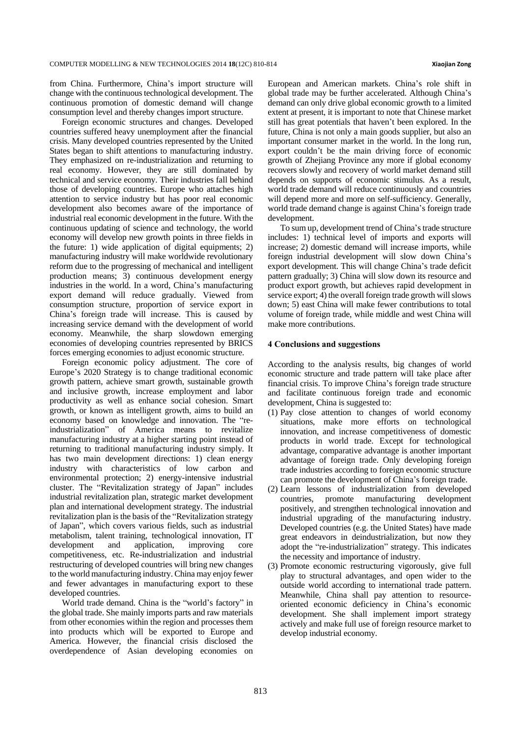from China. Furthermore, China's import structure will change with the continuous technological development. The continuous promotion of domestic demand will change consumption level and thereby changes import structure.

Foreign economic structures and changes. Developed countries suffered heavy unemployment after the financial crisis. Many developed countries represented by the United States began to shift attentions to manufacturing industry. They emphasized on re-industrialization and returning to real economy. However, they are still dominated by technical and service economy. Their industries fall behind those of developing countries. Europe who attaches high attention to service industry but has poor real economic development also becomes aware of the importance of industrial real economic development in the future. With the continuous updating of science and technology, the world economy will develop new growth points in three fields in the future: 1) wide application of digital equipments; 2) manufacturing industry will make worldwide revolutionary reform due to the progressing of mechanical and intelligent production means; 3) continuous development energy industries in the world. In a word, China's manufacturing export demand will reduce gradually. Viewed from consumption structure, proportion of service export in China's foreign trade will increase. This is caused by increasing service demand with the development of world economy. Meanwhile, the sharp slowdown emerging economies of developing countries represented by BRICS forces emerging economies to adjust economic structure.

Foreign economic policy adjustment. The core of Europe's 2020 Strategy is to change traditional economic growth pattern, achieve smart growth, sustainable growth and inclusive growth, increase employment and labor productivity as well as enhance social cohesion. Smart growth, or known as intelligent growth, aims to build an economy based on knowledge and innovation. The "re-industrialization" of America means to revitalize manufacturing industry at a higher starting point instead of returning to traditional manufacturing industry simply. It has two main development directions: 1) clean energy industry with characteristics of low carbon and environmental protection; 2) energy-intensive industrial cluster. The "Revitalization strategy of Japan" includes industrial revitalization plan, strategic market development plan and international development strategy. The industrial revitalization plan is the basis of the "Revitalization strategy of Japan", which covers various fields, such as industrial metabolism, talent training, technological innovation, IT development and application, improving core competitiveness, etc. Re-industrialization and industrial restructuring of developed countries will bring new changes to the world manufacturing industry. China may enjoy fewer and fewer advantages in manufacturing export to these developed countries.

World trade demand. China is the "world's factory" in the global trade. She mainly imports parts and raw materials from other economies within the region and processes them into products which will be exported to Europe and America. However, the financial crisis disclosed the overdependence of Asian developing economies on European and American markets. China's role shift in global trade may be further accelerated. Although China's demand can only drive global economic growth to a limited extent at present, it is important to note that Chinese market still has great potentials that haven't been explored. In the future, China is not only a main goods supplier, but also an important consumer market in the world. In the long run, export couldn't be the main driving force of economic growth of Zhejiang Province any more if global economy recovers slowly and recovery of world market demand still depends on supports of economic stimulus. As a result, world trade demand will reduce continuously and countries will depend more and more on self-sufficiency. Generally, world trade demand change is against China's foreign trade development.

To sum up, development trend of China's trade structure includes: 1) technical level of imports and exports will increase; 2) domestic demand will increase imports, while foreign industrial development will slow down China's export development. This will change China's trade deficit pattern gradually; 3) China will slow down its resource and product export growth, but achieves rapid development in service export; 4) the overall foreign trade growth will slows down; 5) east China will make fewer contributions to total volume of foreign trade, while middle and west China will make more contributions.

## 4 Conclusions and suggestions

According to the analysis results, big changes of world economic structure and trade pattern will take place after financial crisis. To improve China's foreign trade structure and facilitate continuous foreign trade and economic development, China is suggested to:

(1) Pay close attention to changes of world economy situations, make more efforts on technological innovation, and increase competitiveness of domestic products in world trade. Except for technological advantage, comparative advantage is another important advantage of foreign trade. Only developing foreign trade industries according to foreign economic structure can promote the development of China's foreign trade.

(2) Learn lessons of industrialization from developed countries, promote manufacturing development positively, and strengthen technological innovation and industrial upgrading of the manufacturing industry. Developed countries (e.g. the United States) have made great endeavors in deindustrialization, but now they adopt the "re-industrialization" strategy. This indicates the necessity and importance of industry.

(3) Promote economic restructuring vigorously, give full play to structural advantages, and open wider to the outside world according to international trade pattern. Meanwhile, China shall pay attention to resource-oriented economic deficiency in China's economic development. She shall implement import strategy actively and make full use of foreign resource market to develop industrial economy.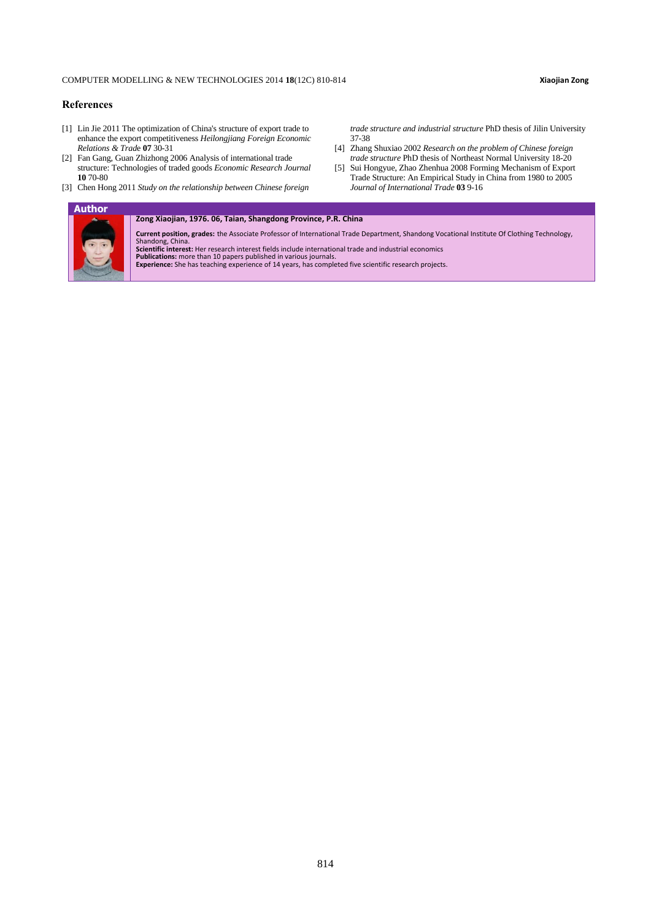## References

[1] Lin Jie 2011 The optimization of China's structure of export trade to enhance the export competitiveness *Heilongjiang Foreign Economic Relations & Trade* **07** 30-31

[2] Fan Gang, Guan Zhizhong 2006 Analysis of international trade structure: Technologies of traded goods *Economic Research Journal* **10** 70-80

[3] Chen Hong 2011 *Study on the relationship between Chinese foreign trade structure and industrial structure* PhD thesis of Jilin University 37-38

[4] Zhang Shuxiao 2002 *Research on the problem of Chinese foreign trade structure* PhD thesis of Northeast Normal University 18-20

[5] Sui Hongyue, Zhao Zhenhua 2008 Forming Mechanism of Export Trade Structure: An Empirical Study in China from 1980 to 2005 *Journal of International Trade* **03** 9-16

## Author

**Zong Xiaojian, 1976. 06, Taian, Shangdong Province, P.R. China**

**Current position, grades:** the Associate Professor of International Trade Department, Shandong Vocational Institute Of Clothing Technology, Shandong, China.
**Scientific interest:** Her research interest fields include international trade and industrial economics
**Publications:** more than 10 papers published in various journals.
**Experience:** She has teaching experience of 14 years, has completed five scientific research projects.